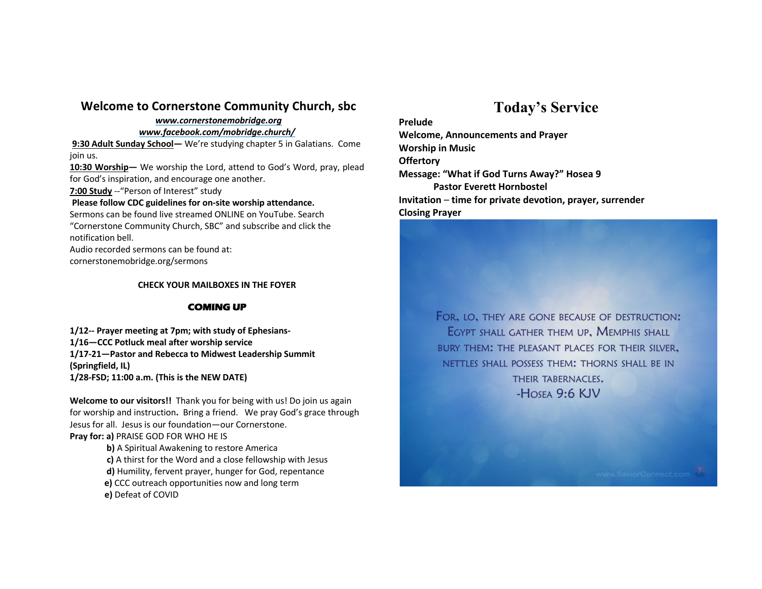## Welcome to Cornerstone Community Church, sbc

***www.cornerstonemobridge.org***

***www.facebook.com/mobridge.church/***

**9:30 Adult Sunday School—** We're studying chapter 5 in Galatians. Come join us.

**10:30 Worship—** We worship the Lord, attend to God's Word, pray, plead for God's inspiration, and encourage one another.

**7:00 Study** --"Person of Interest" study

**Please follow CDC guidelines for on-site worship attendance.**

Sermons can be found live streamed ONLINE on YouTube. Search "Cornerstone Community Church, SBC" and subscribe and click the notification bell.

Audio recorded sermons can be found at: cornerstonemobridge.org/sermons

**CHECK YOUR MAILBOXES IN THE FOYER**

**COMING UP**

**1/12-- Prayer meeting at 7pm; with study of Ephesians-**

**1/16—CCC Potluck meal after worship service**

**1/17-21—Pastor and Rebecca to Midwest Leadership Summit (Springfield, IL)**

**1/28-FSD; 11:00 a.m. (This is the NEW DATE)**

**Welcome to our visitors!!** Thank you for being with us! Do join us again for worship and instruction**.** Bring a friend. We pray God's grace through Jesus for all. Jesus is our foundation—our Cornerstone.

**Pray for: a)** PRAISE GOD FOR WHO HE IS

**b)** A Spiritual Awakening to restore America

**c)** A thirst for the Word and a close fellowship with Jesus

**d)** Humility, fervent prayer, hunger for God, repentance

**e)** CCC outreach opportunities now and long term

**e)** Defeat of COVID

# Today's Service

**Prelude**

**Welcome, Announcements and Prayer**

**Worship in Music**

**Offertory**

**Message: "What if God Turns Away?" Hosea 9**

**Pastor Everett Hornbostel**

**Invitation – time for private devotion, prayer, surrender**

**Closing Prayer**

For, lo, they are gone because of destruction: Egypt shall gather them up, Memphis shall bury them: the pleasant places for their silver, nettles shall possess them: thorns shall be in their tabernacles.

-Hosea 9:6 KJV

www.SaviorConnect.com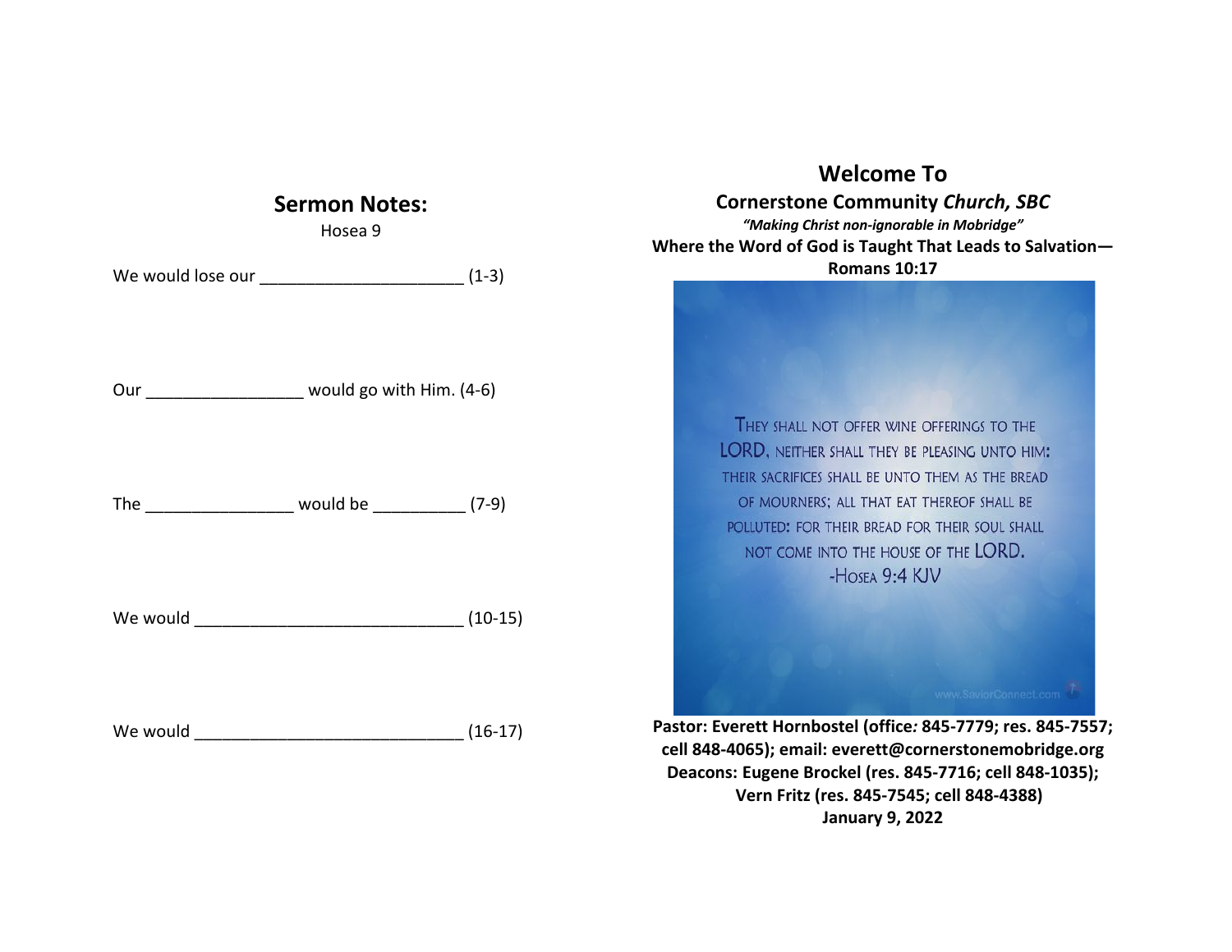## Sermon Notes:

Hosea 9

We would lose our ______________________ (1-3)

Our _________________ would go with Him. (4-6)

The ________________ would be __________ (7-9)

We would _____________________________ (10-15)

We would _____________________________ (16-17)

# Welcome To

## Cornerstone Community *Church, SBC*

***"Making Christ non-ignorable in Mobridge"***

**Where the Word of God is Taught That Leads to Salvation— Romans 10:17**

THEY SHALL NOT OFFER WINE OFFERINGS TO THE LORD, NEITHER SHALL THEY BE PLEASING UNTO HIM: THEIR SACRIFICES SHALL BE UNTO THEM AS THE BREAD OF MOURNERS; ALL THAT EAT THEREOF SHALL BE POLLUTED: FOR THEIR BREAD FOR THEIR SOUL SHALL NOT COME INTO THE HOUSE OF THE LORD.
-HOSEA 9:4 KJV

www.SaviorConnect.com

**Pastor: Everett Hornbostel (office: 845-7779; res. 845-7557; cell 848-4065); email: everett@cornerstonemobridge.org**
**Deacons: Eugene Brockel (res. 845-7716; cell 848-1035); Vern Fritz (res. 845-7545; cell 848-4388)**
**January 9, 2022**